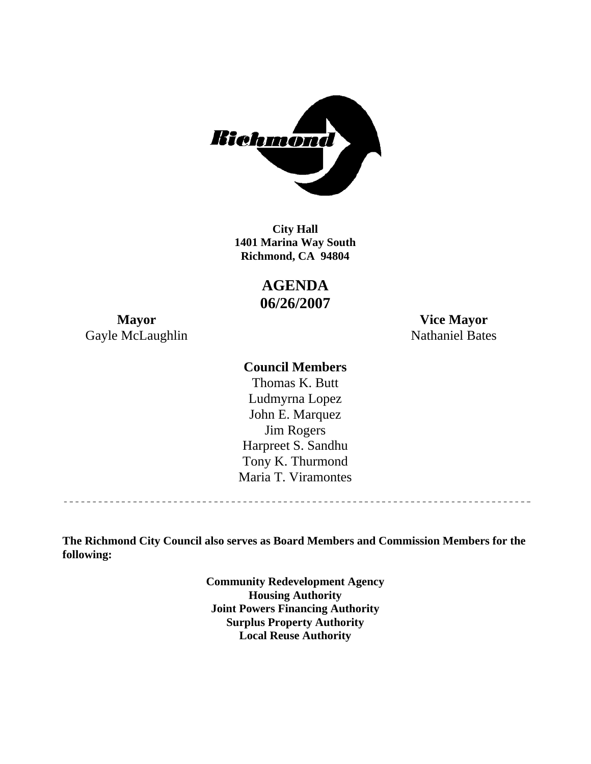**City Hall**
**1401 Marina Way South**
**Richmond, CA 94804**

# AGENDA
# 06/26/2007

**Mayor**
Gayle McLaughlin

**Vice Mayor**
Nathaniel Bates

**Council Members**

Thomas K. Butt
Ludmyrna Lopez
John E. Marquez
Jim Rogers
Harpreet S. Sandhu
Tony K. Thurmond
Maria T. Viramontes

---

**The Richmond City Council also serves as Board Members and Commission Members for the following:**

**Community Redevelopment Agency**
**Housing Authority**
**Joint Powers Financing Authority**
**Surplus Property Authority**
**Local Reuse Authority**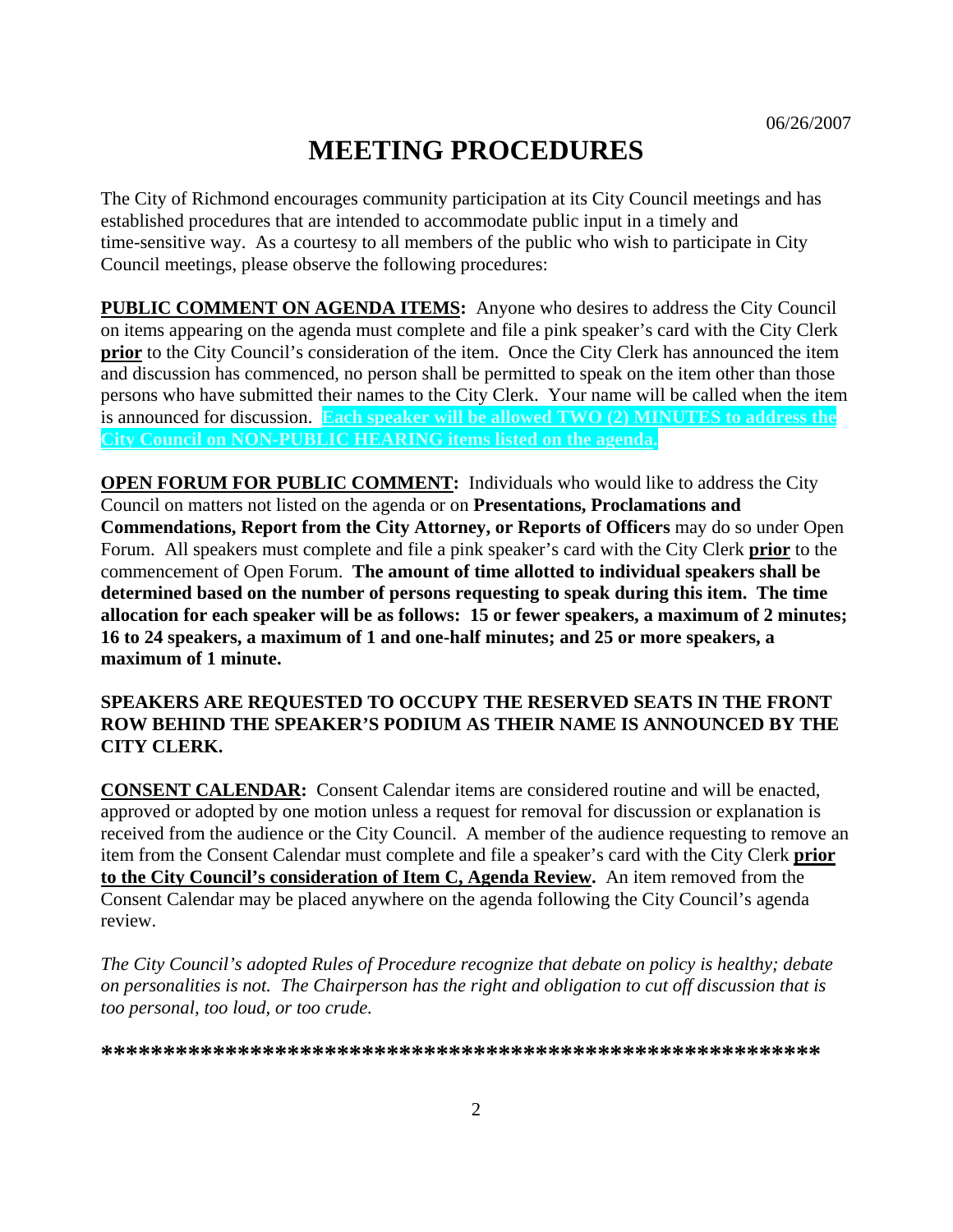06/26/2007

# MEETING PROCEDURES

The City of Richmond encourages community participation at its City Council meetings and has established procedures that are intended to accommodate public input in a timely and time-sensitive way. As a courtesy to all members of the public who wish to participate in City Council meetings, please observe the following procedures:

**PUBLIC COMMENT ON AGENDA ITEMS:** Anyone who desires to address the City Council on items appearing on the agenda must complete and file a pink speaker's card with the City Clerk **prior** to the City Council's consideration of the item. Once the City Clerk has announced the item and discussion has commenced, no person shall be permitted to speak on the item other than those persons who have submitted their names to the City Clerk. Your name will be called when the item is announced for discussion. **Each speaker will be allowed TWO (2) MINUTES to address the City Council on NON-PUBLIC HEARING items listed on the agenda.**

**OPEN FORUM FOR PUBLIC COMMENT:** Individuals who would like to address the City Council on matters not listed on the agenda or on **Presentations, Proclamations and Commendations, Report from the City Attorney, or Reports of Officers** may do so under Open Forum. All speakers must complete and file a pink speaker's card with the City Clerk **prior** to the commencement of Open Forum. **The amount of time allotted to individual speakers shall be determined based on the number of persons requesting to speak during this item. The time allocation for each speaker will be as follows: 15 or fewer speakers, a maximum of 2 minutes; 16 to 24 speakers, a maximum of 1 and one-half minutes; and 25 or more speakers, a maximum of 1 minute.**

**SPEAKERS ARE REQUESTED TO OCCUPY THE RESERVED SEATS IN THE FRONT ROW BEHIND THE SPEAKER'S PODIUM AS THEIR NAME IS ANNOUNCED BY THE CITY CLERK.**

**CONSENT CALENDAR:** Consent Calendar items are considered routine and will be enacted, approved or adopted by one motion unless a request for removal for discussion or explanation is received from the audience or the City Council. A member of the audience requesting to remove an item from the Consent Calendar must complete and file a speaker's card with the City Clerk **prior to the City Council's consideration of Item C, Agenda Review.** An item removed from the Consent Calendar may be placed anywhere on the agenda following the City Council's agenda review.

*The City Council's adopted Rules of Procedure recognize that debate on policy is healthy; debate on personalities is not. The Chairperson has the right and obligation to cut off discussion that is too personal, too loud, or too crude.*

**********************************************************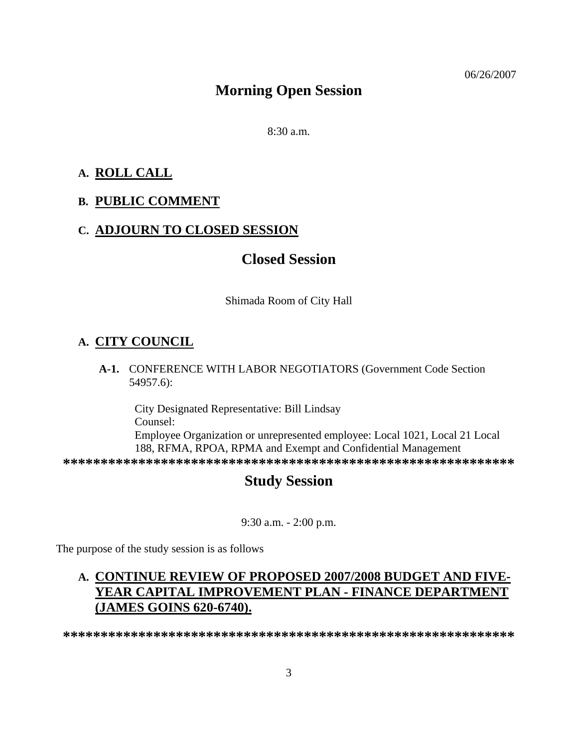06/26/2007

# Morning Open Session

8:30 a.m.

## A. ROLL CALL

## B. PUBLIC COMMENT

## C. ADJOURN TO CLOSED SESSION

# Closed Session

Shimada Room of City Hall

## A. CITY COUNCIL

**A-1.** CONFERENCE WITH LABOR NEGOTIATORS (Government Code Section 54957.6):

City Designated Representative: Bill Lindsay
Counsel:
Employee Organization or unrepresented employee: Local 1021, Local 21 Local 188, RFMA, RPOA, RPMA and Exempt and Confidential Management

************************************************************

# Study Session

9:30 a.m. - 2:00 p.m.

The purpose of the study session is as follows

## A. CONTINUE REVIEW OF PROPOSED 2007/2008 BUDGET AND FIVE-YEAR CAPITAL IMPROVEMENT PLAN - FINANCE DEPARTMENT (JAMES GOINS 620-6740).

************************************************************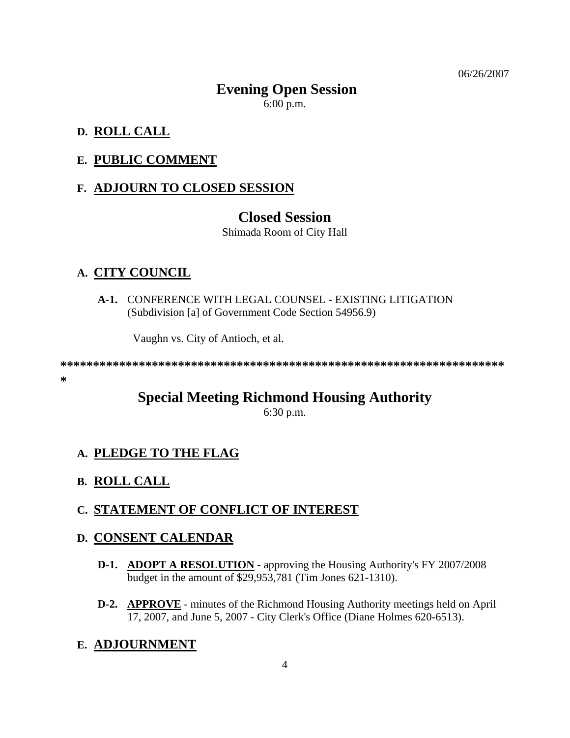06/26/2007

# Evening Open Session

6:00 p.m.

## D. **ROLL CALL**

## E. **PUBLIC COMMENT**

## F. **ADJOURN TO CLOSED SESSION**

# Closed Session

Shimada Room of City Hall

## A. **CITY COUNCIL**

**A-1.** CONFERENCE WITH LEGAL COUNSEL - EXISTING LITIGATION (Subdivision [a] of Government Code Section 54956.9)

Vaughn vs. City of Antioch, et al.

**********************************************************************

# Special Meeting Richmond Housing Authority

6:30 p.m.

## A. **PLEDGE TO THE FLAG**

## B. **ROLL CALL**

## C. **STATEMENT OF CONFLICT OF INTEREST**

## D. **CONSENT CALENDAR**

**D-1.** **ADOPT A RESOLUTION** - approving the Housing Authority's FY 2007/2008 budget in the amount of $29,953,781 (Tim Jones 621-1310).

**D-2.** **APPROVE** - minutes of the Richmond Housing Authority meetings held on April 17, 2007, and June 5, 2007 - City Clerk's Office (Diane Holmes 620-6513).

## E. **ADJOURNMENT**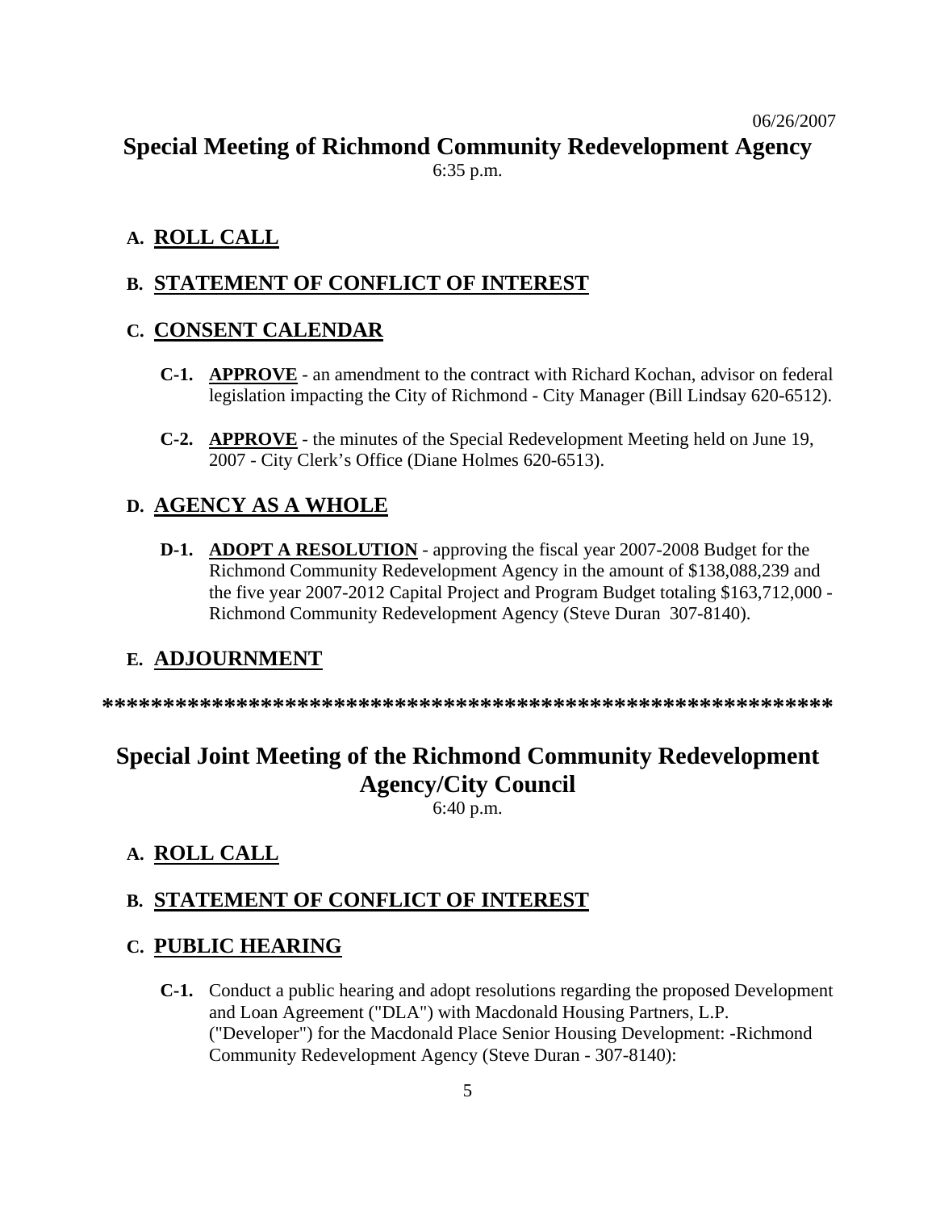06/26/2007

## Special Meeting of Richmond Community Redevelopment Agency

6:35 p.m.

### A. ROLL CALL

### B. STATEMENT OF CONFLICT OF INTEREST

### C. CONSENT CALENDAR

**C-1.** **APPROVE** - an amendment to the contract with Richard Kochan, advisor on federal legislation impacting the City of Richmond - City Manager (Bill Lindsay 620-6512).

**C-2.** **APPROVE** - the minutes of the Special Redevelopment Meeting held on June 19, 2007 - City Clerk's Office (Diane Holmes 620-6513).

### D. AGENCY AS A WHOLE

**D-1.** **ADOPT A RESOLUTION** - approving the fiscal year 2007-2008 Budget for the Richmond Community Redevelopment Agency in the amount of $138,088,239 and the five year 2007-2012 Capital Project and Program Budget totaling $163,712,000 - Richmond Community Redevelopment Agency (Steve Duran 307-8140).

### E. ADJOURNMENT

************************************************************

## Special Joint Meeting of the Richmond Community Redevelopment Agency/City Council

6:40 p.m.

### A. ROLL CALL

### B. STATEMENT OF CONFLICT OF INTEREST

### C. PUBLIC HEARING

**C-1.** Conduct a public hearing and adopt resolutions regarding the proposed Development and Loan Agreement ("DLA") with Macdonald Housing Partners, L.P. ("Developer") for the Macdonald Place Senior Housing Development: -Richmond Community Redevelopment Agency (Steve Duran - 307-8140):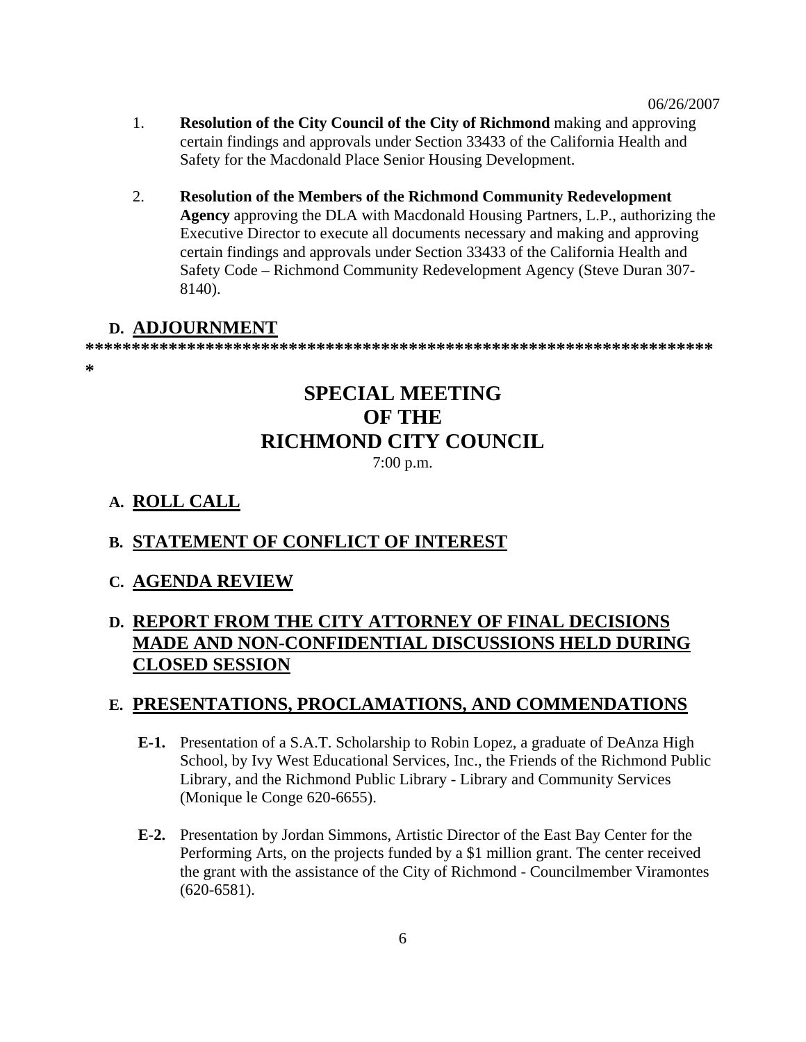06/26/2007

1. **Resolution of the City Council of the City of Richmond** making and approving certain findings and approvals under Section 33433 of the California Health and Safety for the Macdonald Place Senior Housing Development.

2. **Resolution of the Members of the Richmond Community Redevelopment Agency** approving the DLA with Macdonald Housing Partners, L.P., authorizing the Executive Director to execute all documents necessary and making and approving certain findings and approvals under Section 33433 of the California Health and Safety Code – Richmond Community Redevelopment Agency (Steve Duran 307-8140).

## D. ADJOURNMENT

**********************************************************************
*

# SPECIAL MEETING OF THE RICHMOND CITY COUNCIL

7:00 p.m.

## A. ROLL CALL

## B. STATEMENT OF CONFLICT OF INTEREST

## C. AGENDA REVIEW

## D. REPORT FROM THE CITY ATTORNEY OF FINAL DECISIONS MADE AND NON-CONFIDENTIAL DISCUSSIONS HELD DURING CLOSED SESSION

## E. PRESENTATIONS, PROCLAMATIONS, AND COMMENDATIONS

**E-1.** Presentation of a S.A.T. Scholarship to Robin Lopez, a graduate of DeAnza High School, by Ivy West Educational Services, Inc., the Friends of the Richmond Public Library, and the Richmond Public Library - Library and Community Services (Monique le Conge 620-6655).

**E-2.** Presentation by Jordan Simmons, Artistic Director of the East Bay Center for the Performing Arts, on the projects funded by a $1 million grant. The center received the grant with the assistance of the City of Richmond - Councilmember Viramontes (620-6581).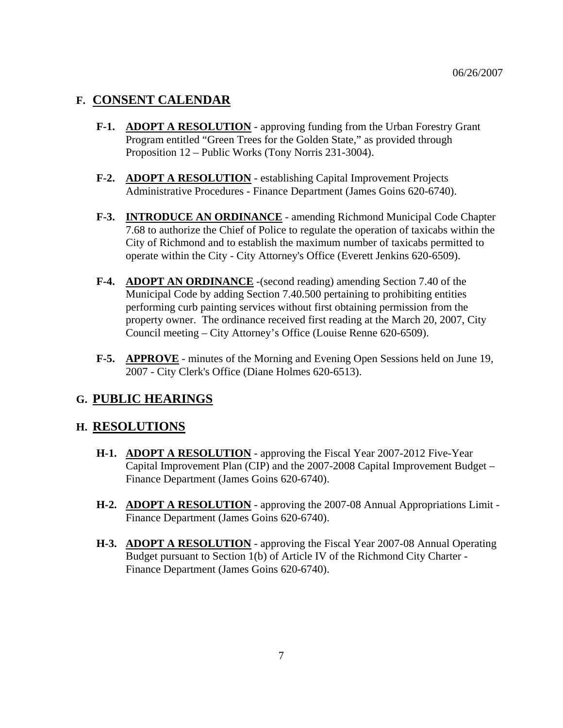## F. CONSENT CALENDAR

**F-1.** **ADOPT A RESOLUTION** - approving funding from the Urban Forestry Grant Program entitled "Green Trees for the Golden State," as provided through Proposition 12 – Public Works (Tony Norris 231-3004).

**F-2.** **ADOPT A RESOLUTION** - establishing Capital Improvement Projects Administrative Procedures - Finance Department (James Goins 620-6740).

**F-3.** **INTRODUCE AN ORDINANCE** - amending Richmond Municipal Code Chapter 7.68 to authorize the Chief of Police to regulate the operation of taxicabs within the City of Richmond and to establish the maximum number of taxicabs permitted to operate within the City - City Attorney's Office (Everett Jenkins 620-6509).

**F-4.** **ADOPT AN ORDINANCE** -(second reading) amending Section 7.40 of the Municipal Code by adding Section 7.40.500 pertaining to prohibiting entities performing curb painting services without first obtaining permission from the property owner. The ordinance received first reading at the March 20, 2007, City Council meeting – City Attorney's Office (Louise Renne 620-6509).

**F-5.** **APPROVE** - minutes of the Morning and Evening Open Sessions held on June 19, 2007 - City Clerk's Office (Diane Holmes 620-6513).

## G. PUBLIC HEARINGS

## H. RESOLUTIONS

**H-1.** **ADOPT A RESOLUTION** - approving the Fiscal Year 2007-2012 Five-Year Capital Improvement Plan (CIP) and the 2007-2008 Capital Improvement Budget – Finance Department (James Goins 620-6740).

**H-2.** **ADOPT A RESOLUTION** - approving the 2007-08 Annual Appropriations Limit - Finance Department (James Goins 620-6740).

**H-3.** **ADOPT A RESOLUTION** - approving the Fiscal Year 2007-08 Annual Operating Budget pursuant to Section 1(b) of Article IV of the Richmond City Charter - Finance Department (James Goins 620-6740).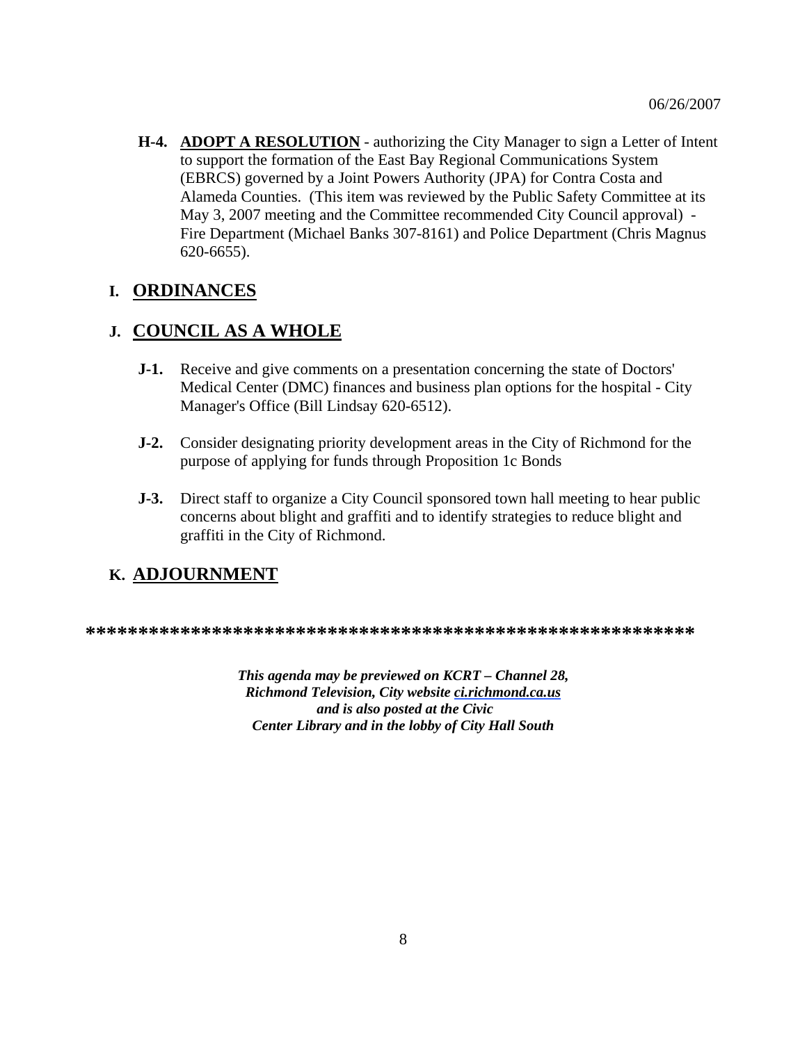06/26/2007

**H-4.** **ADOPT A RESOLUTION** - authorizing the City Manager to sign a Letter of Intent to support the formation of the East Bay Regional Communications System (EBRCS) governed by a Joint Powers Authority (JPA) for Contra Costa and Alameda Counties. (This item was reviewed by the Public Safety Committee at its May 3, 2007 meeting and the Committee recommended City Council approval) - Fire Department (Michael Banks 307-8161) and Police Department (Chris Magnus 620-6655).

## I. ORDINANCES

## J. COUNCIL AS A WHOLE

**J-1.** Receive and give comments on a presentation concerning the state of Doctors' Medical Center (DMC) finances and business plan options for the hospital - City Manager's Office (Bill Lindsay 620-6512).

**J-2.** Consider designating priority development areas in the City of Richmond for the purpose of applying for funds through Proposition 1c Bonds

**J-3.** Direct staff to organize a City Council sponsored town hall meeting to hear public concerns about blight and graffiti and to identify strategies to reduce blight and graffiti in the City of Richmond.

## K. ADJOURNMENT

**************************************************************

***This agenda may be previewed on KCRT – Channel 28, Richmond Television, City website ci.richmond.ca.us and is also posted at the Civic Center Library and in the lobby of City Hall South***